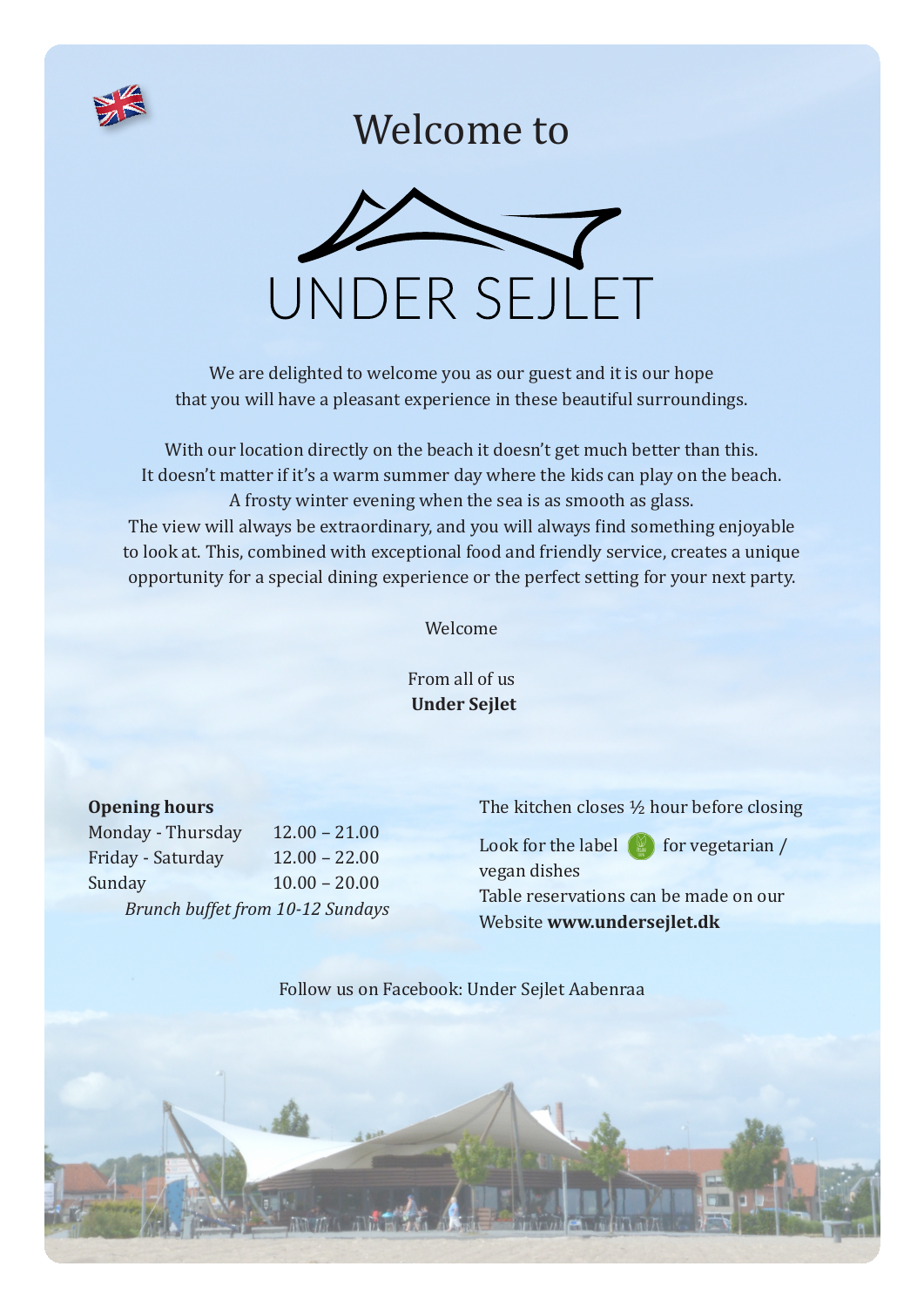# Welcome to

# UNDER SEJLET

We are delighted to welcome you as our guest and it is our hope that you will have a pleasant experience in these beautiful surroundings.

With our location directly on the beach it doesn't get much better than this. It doesn't matter if it's a warm summer day where the kids can play on the beach. A frosty winter evening when the sea is as smooth as glass. The view will always be extraordinary, and you will always find something enjoyable to look at. This, combined with exceptional food and friendly service, creates a unique opportunity for a special dining experience or the perfect setting for your next party.

Welcome

From all of us
**Under Sejlet**

**Opening hours**

| | |
|---|---|
| Monday - Thursday | 12.00 – 21.00 |
| Friday - Saturday | 12.00 – 22.00 |
| Sunday | 10.00 – 20.00 |

*Brunch buffet from 10-12 Sundays*

The kitchen closes ½ hour before closing

Look for the label for vegetarian / vegan dishes

Table reservations can be made on our Website **www.undersejlet.dk**

Follow us on Facebook: Under Sejlet Aabenraa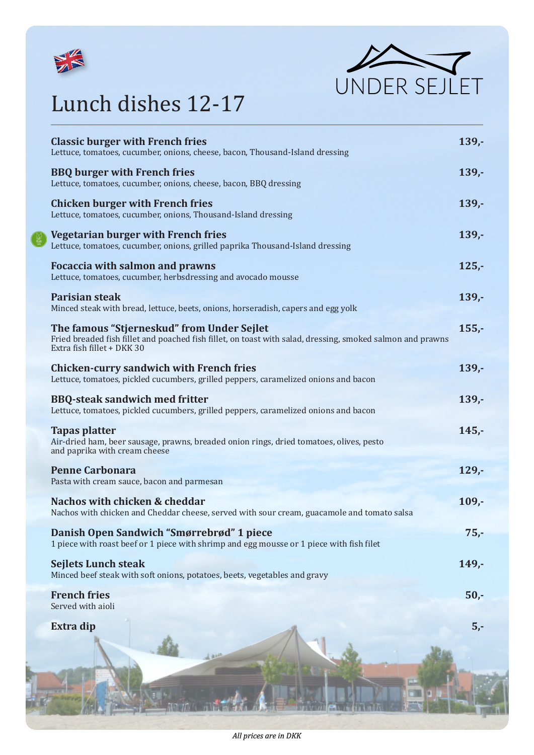UNDER SEJLET

# Lunch dishes 12-17

**Classic burger with French fries** — **139,-**
Lettuce, tomatoes, cucumber, onions, cheese, bacon, Thousand-Island dressing

**BBQ burger with French fries** — **139,-**
Lettuce, tomatoes, cucumber, onions, cheese, bacon, BBQ dressing

**Chicken burger with French fries** — **139,-**
Lettuce, tomatoes, cucumber, onions, Thousand-Island dressing

**Vegetarian burger with French fries** — **139,-**
Lettuce, tomatoes, cucumber, onions, grilled paprika Thousand-Island dressing

**Focaccia with salmon and prawns** — **125,-**
Lettuce, tomatoes, cucumber, herbsdressing and avocado mousse

**Parisian steak** — **139,-**
Minced steak with bread, lettuce, beets, onions, horseradish, capers and egg yolk

**The famous "Stjerneskud" from Under Sejlet** — **155,-**
Fried breaded fish fillet and poached fish fillet, on toast with salad, dressing, smoked salmon and prawns
Extra fish fillet + DKK 30

**Chicken-curry sandwich with French fries** — **139,-**
Lettuce, tomatoes, pickled cucumbers, grilled peppers, caramelized onions and bacon

**BBQ-steak sandwich med fritter** — **139,-**
Lettuce, tomatoes, pickled cucumbers, grilled peppers, caramelized onions and bacon

**Tapas platter** — **145,-**
Air-dried ham, beer sausage, prawns, breaded onion rings, dried tomatoes, olives, pesto and paprika with cream cheese

**Penne Carbonara** — **129,-**
Pasta with cream sauce, bacon and parmesan

**Nachos with chicken & cheddar** — **109,-**
Nachos with chicken and Cheddar cheese, served with sour cream, guacamole and tomato salsa

**Danish Open Sandwich "Smørrebrød" 1 piece** — **75,-**
1 piece with roast beef or 1 piece with shrimp and egg mousse or 1 piece with fish filet

**Sejlets Lunch steak** — **149,-**
Minced beef steak with soft onions, potatoes, beets, vegetables and gravy

**French fries** — **50,-**
Served with aioli

**Extra dip** — **5,-**

*All prices are in DKK*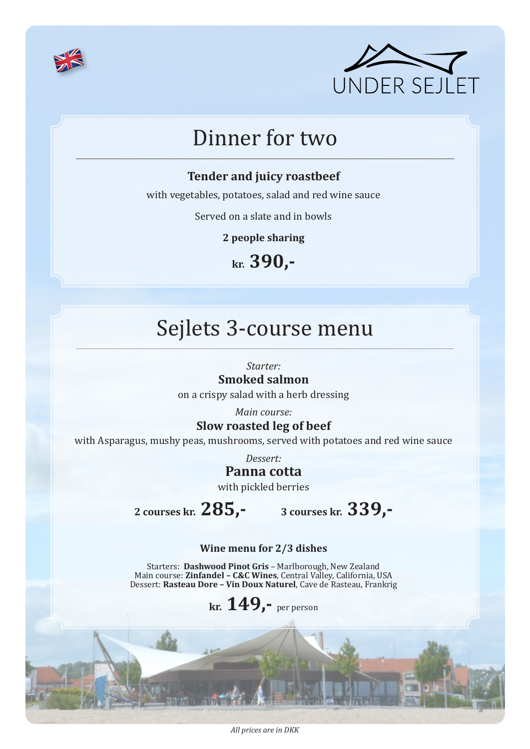UNDER SEJLET

## Dinner for two

**Tender and juicy roastbeef**

with vegetables, potatoes, salad and red wine sauce

Served on a slate and in bowls

**2 people sharing**

**kr. 390,-**

## Sejlets 3-course menu

*Starter:*

**Smoked salmon**

on a crispy salad with a herb dressing

*Main course:*

**Slow roasted leg of beef**

with Asparagus, mushy peas, mushrooms, served with potatoes and red wine sauce

*Dessert:*

**Panna cotta**

with pickled berries

**2 courses kr. 285,-** **3 courses kr. 339,-**

**Wine menu for 2/3 dishes**

Starters: **Dashwood Pinot Gris** – Marlborough, New Zealand
Main course: **Zinfandel – C&C Wines**, Central Valley, California, USA
Dessert: **Rasteau Dore – Vin Doux Naturel**, Cave de Rasteau, Frankrig

**kr. 149,-** per person

*All prices are in DKK*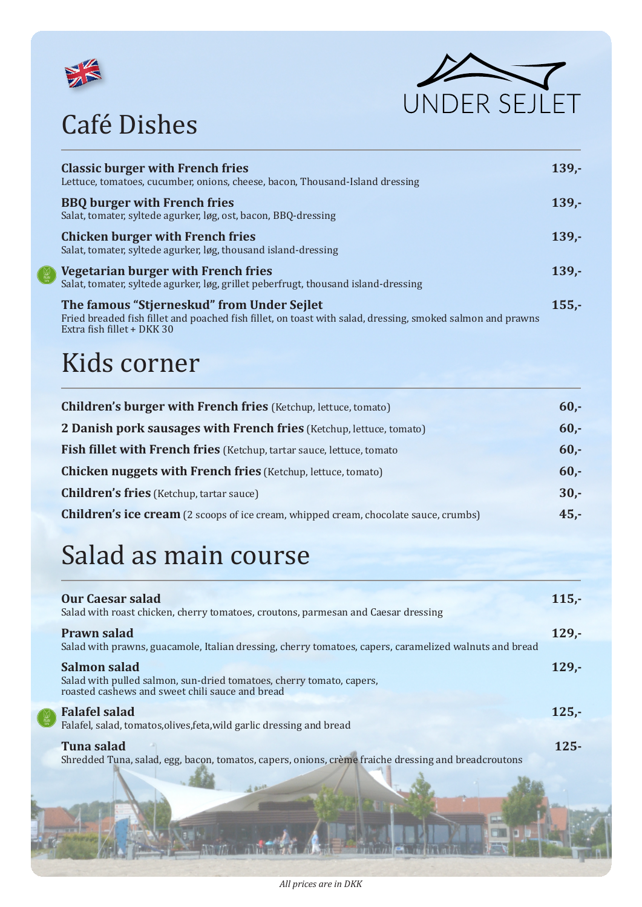UNDER SEJLET

# Café Dishes

**Classic burger with French fries** — **139,-**
Lettuce, tomatoes, cucumber, onions, cheese, bacon, Thousand-Island dressing

**BBQ burger with French fries** — **139,-**
Salat, tomater, syltede agurker, løg, ost, bacon, BBQ-dressing

**Chicken burger with French fries** — **139,-**
Salat, tomater, syltede agurker, løg, thousand island-dressing

**Vegetarian burger with French fries** — **139,-**
Salat, tomater, syltede agurker, løg, grillet peberfrugt, thousand island-dressing

**The famous "Stjerneskud" from Under Sejlet** — **155,-**
Fried breaded fish fillet and poached fish fillet, on toast with salad, dressing, smoked salmon and prawns
Extra fish fillet + DKK 30

# Kids corner

**Children's burger with French fries** (Ketchup, lettuce, tomato) — **60,-**

**2 Danish pork sausages with French fries** (Ketchup, lettuce, tomato) — **60,-**

**Fish fillet with French fries** (Ketchup, tartar sauce, lettuce, tomato — **60,-**

**Chicken nuggets with French fries** (Ketchup, lettuce, tomato) — **60,-**

**Children's fries** (Ketchup, tartar sauce) — **30,-**

**Children's ice cream** (2 scoops of ice cream, whipped cream, chocolate sauce, crumbs) — **45,-**

# Salad as main course

**Our Caesar salad** — **115,-**
Salad with roast chicken, cherry tomatoes, croutons, parmesan and Caesar dressing

**Prawn salad** — **129,-**
Salad with prawns, guacamole, Italian dressing, cherry tomatoes, capers, caramelized walnuts and bread

**Salmon salad** — **129,-**
Salad with pulled salmon, sun-dried tomatoes, cherry tomato, capers,
roasted cashews and sweet chili sauce and bread

**Falafel salad** — **125,-**
Falafel, salad, tomatos,olives,feta,wild garlic dressing and bread

**Tuna salad** — **125-**
Shredded Tuna, salad, egg, bacon, tomatos, capers, onions, crème fraiche dressing and breadcroutons

*All prices are in DKK*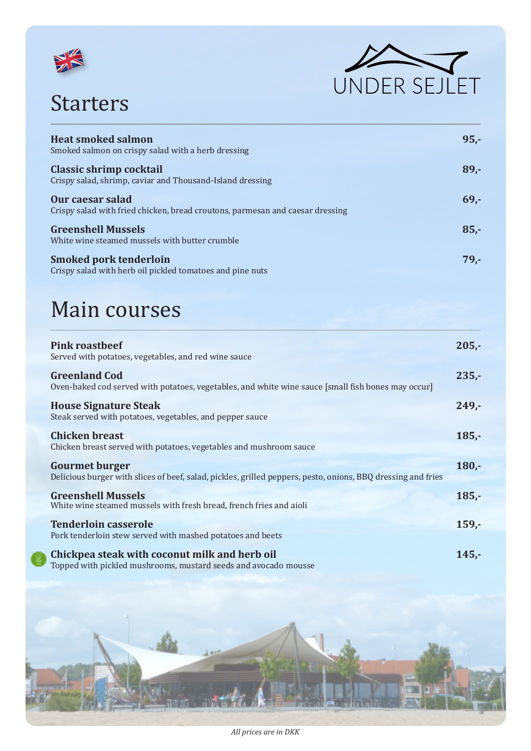UNDER SEJLET

# Starters

**Heat smoked salmon** — **95,-**
Smoked salmon on crispy salad with a herb dressing

**Classic shrimp cocktail** — **89,-**
Crispy salad, shrimp, caviar and Thousand-Island dressing

**Our caesar salad** — **69,-**
Crispy salad with fried chicken, bread croutons, parmesan and caesar dressing

**Greenshell Mussels** — **85,-**
White wine steamed mussels with butter crumble

**Smoked pork tenderloin** — **79,-**
Crispy salad with herb oil pickled tomatoes and pine nuts

# Main courses

**Pink roastbeef** — **205,-**
Served with potatoes, vegetables, and red wine sauce

**Greenland Cod** — **235,-**
Oven-baked cod served with potatoes, vegetables, and white wine sauce [small fish bones may occur]

**House Signature Steak** — **249,-**
Steak served with potatoes, vegetables, and pepper sauce

**Chicken breast** — **185,-**
Chicken breast served with potatoes, vegetables and mushroom sauce

**Gourmet burger** — **180,-**
Delicious burger with slices of beef, salad, pickles, grilled peppers, pesto, onions, BBQ dressing and fries

**Greenshell Mussels** — **185,-**
White wine steamed mussels with fresh bread, french fries and aioli

**Tenderloin casserole** — **159,-**
Pork tenderloin stew served with mashed potatoes and beets

**Chickpea steak with coconut milk and herb oil** — **145,-**
Topped with pickled mushrooms, mustard seeds and avocado mousse

*All prices are in DKK*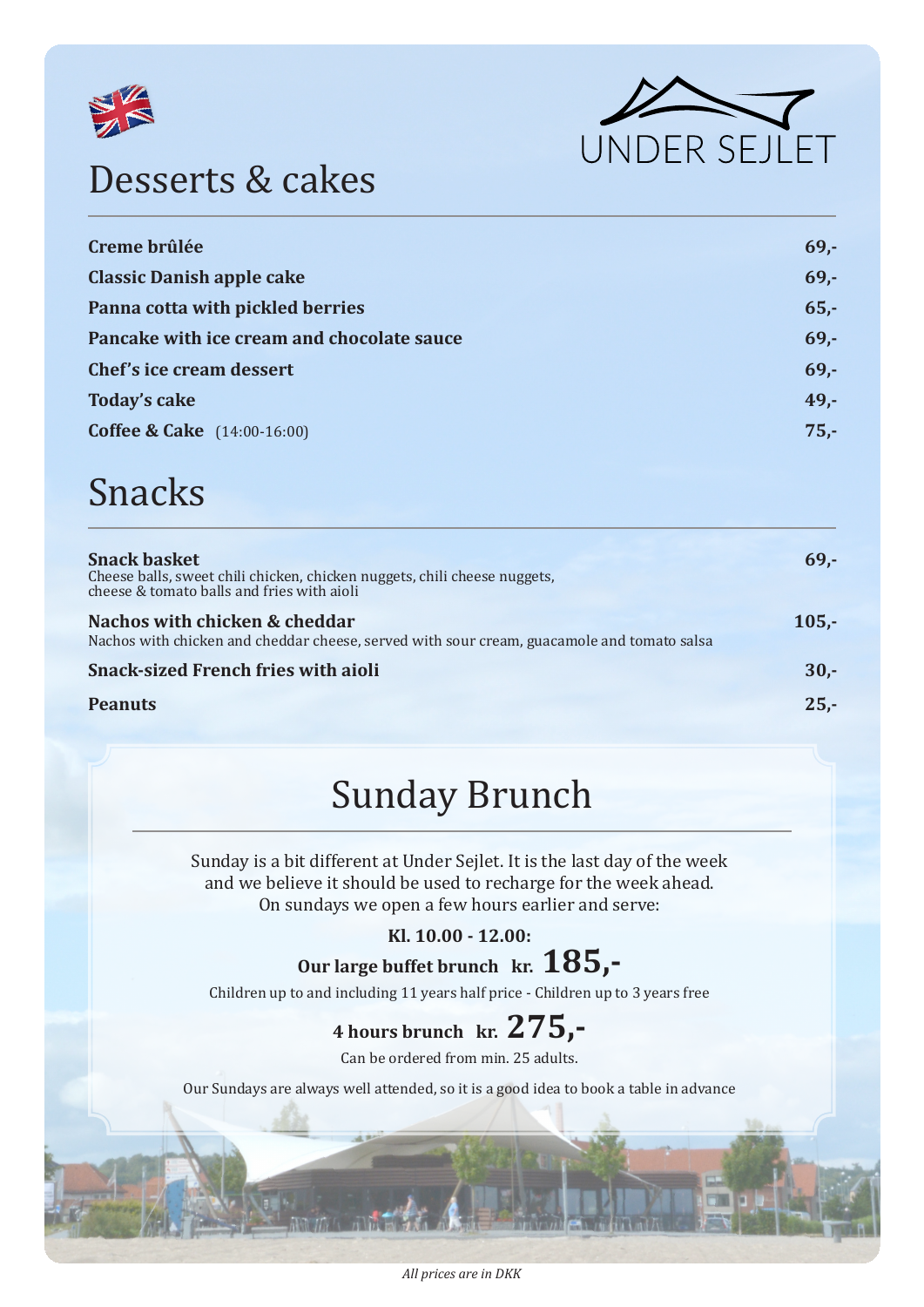UNDER SEJLET

# Desserts & cakes

| | |
|---|---|
| **Creme brûlée** | **69,-** |
| **Classic Danish apple cake** | **69,-** |
| **Panna cotta with pickled berries** | **65,-** |
| **Pancake with ice cream and chocolate sauce** | **69,-** |
| **Chef's ice cream dessert** | **69,-** |
| **Today's cake** | **49,-** |
| **Coffee & Cake** (14:00-16:00) | **75,-** |

# Snacks

**Snack basket** — **69,-**
Cheese balls, sweet chili chicken, chicken nuggets, chili cheese nuggets, cheese & tomato balls and fries with aioli

**Nachos with chicken & cheddar** — **105,-**
Nachos with chicken and cheddar cheese, served with sour cream, guacamole and tomato salsa

**Snack-sized French fries with aioli** — **30,-**

**Peanuts** — **25,-**

# Sunday Brunch

Sunday is a bit different at Under Sejlet. It is the last day of the week and we believe it should be used to recharge for the week ahead. On sundays we open a few hours earlier and serve:

**Kl. 10.00 - 12.00:**

**Our large buffet brunch kr. 185,-**

Children up to and including 11 years half price - Children up to 3 years free

**4 hours brunch kr. 275,-**

Can be ordered from min. 25 adults.

Our Sundays are always well attended, so it is a good idea to book a table in advance

*All prices are in DKK*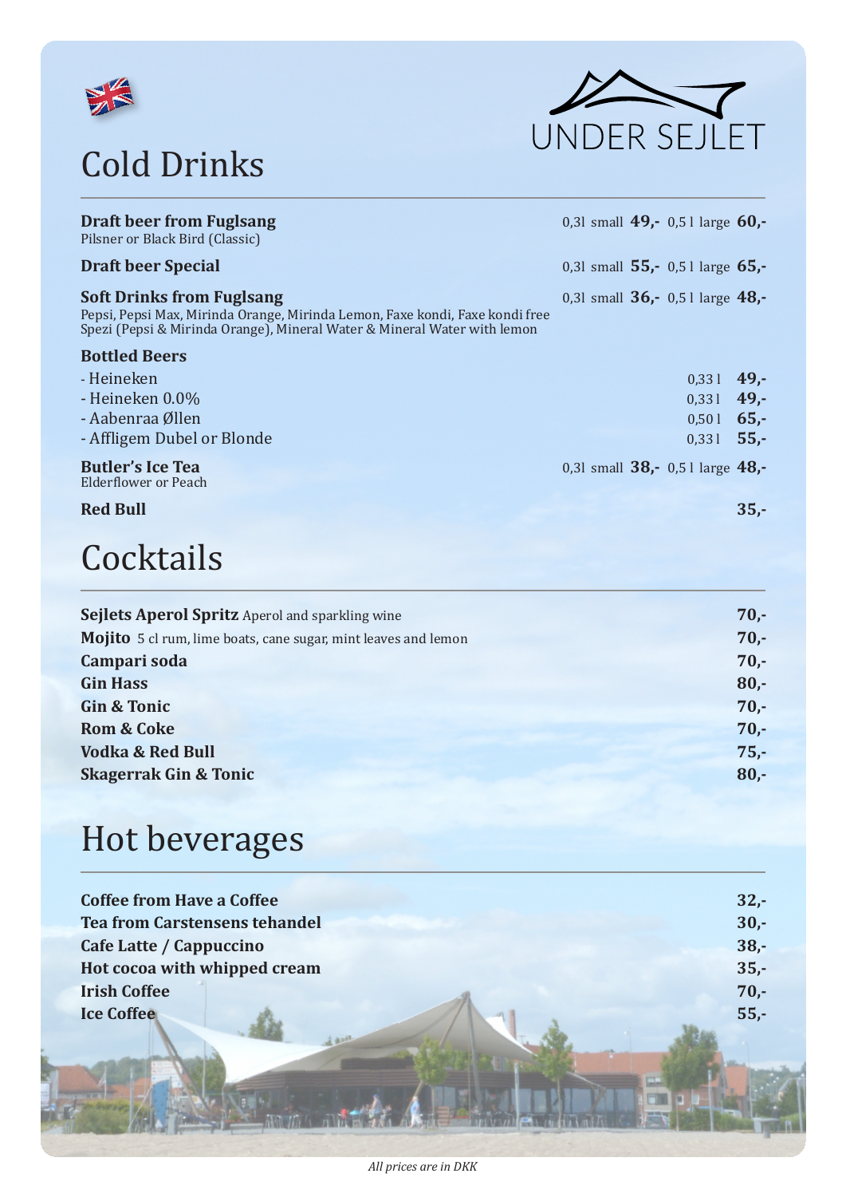UNDER SEJLET

# Cold Drinks

| | |
|---|---|
| **Draft beer from Fuglsang**<br>Pilsner or Black Bird (Classic) | 0,3l small **49,-** 0,5 l large **60,-** |
| **Draft beer Special** | 0,3l small **55,-** 0,5 l large **65,-** |
| **Soft Drinks from Fuglsang**<br>Pepsi, Pepsi Max, Mirinda Orange, Mirinda Lemon, Faxe kondi, Faxe kondi free<br>Spezi (Pepsi & Mirinda Orange), Mineral Water & Mineral Water with lemon | 0,3l small **36,-** 0,5 l large **48,-** |

**Bottled Beers**

| | | |
|---|---|---|
| - Heineken | 0,33 l | **49,-** |
| - Heineken 0.0% | 0,33 l | **49,-** |
| - Aabenraa Øllen | 0,50 l | **65,-** |
| - Affligem Dubel or Blonde | 0,33 l | **55,-** |

| | |
|---|---|
| **Butler's Ice Tea**<br>Elderflower or Peach | 0,3l small **38,-** 0,5 l large **48,-** |
| **Red Bull** | **35,-** |

# Cocktails

| | |
|---|---|
| **Sejlets Aperol Spritz** Aperol and sparkling wine | **70,-** |
| **Mojito** 5 cl rum, lime boats, cane sugar, mint leaves and lemon | **70,-** |
| **Campari soda** | **70,-** |
| **Gin Hass** | **80,-** |
| **Gin & Tonic** | **70,-** |
| **Rom & Coke** | **70,-** |
| **Vodka & Red Bull** | **75,-** |
| **Skagerrak Gin & Tonic** | **80,-** |

# Hot beverages

| | |
|---|---|
| **Coffee from Have a Coffee** | **32,-** |
| **Tea from Carstensens tehandel** | **30,-** |
| **Cafe Latte / Cappuccino** | **38,-** |
| **Hot cocoa with whipped cream** | **35,-** |
| **Irish Coffee** | **70,-** |
| **Ice Coffee** | **55,-** |

*All prices are in DKK*